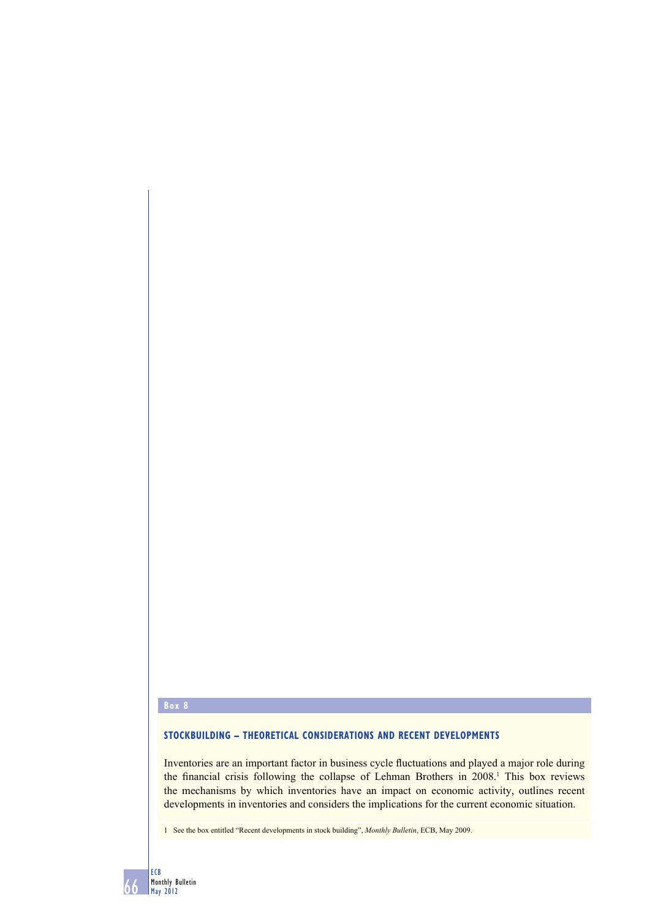Box 8

## STOCKBUILDING – THEORETICAL CONSIDERATIONS AND RECENT DEVELOPMENTS

Inventories are an important factor in business cycle fluctuations and played a major role during the financial crisis following the collapse of Lehman Brothers in 2008.[1] This box reviews the mechanisms by which inventories have an impact on economic activity, outlines recent developments in inventories and considers the implications for the current economic situation.

1 See the box entitled "Recent developments in stock building", *Monthly Bulletin*, ECB, May 2009.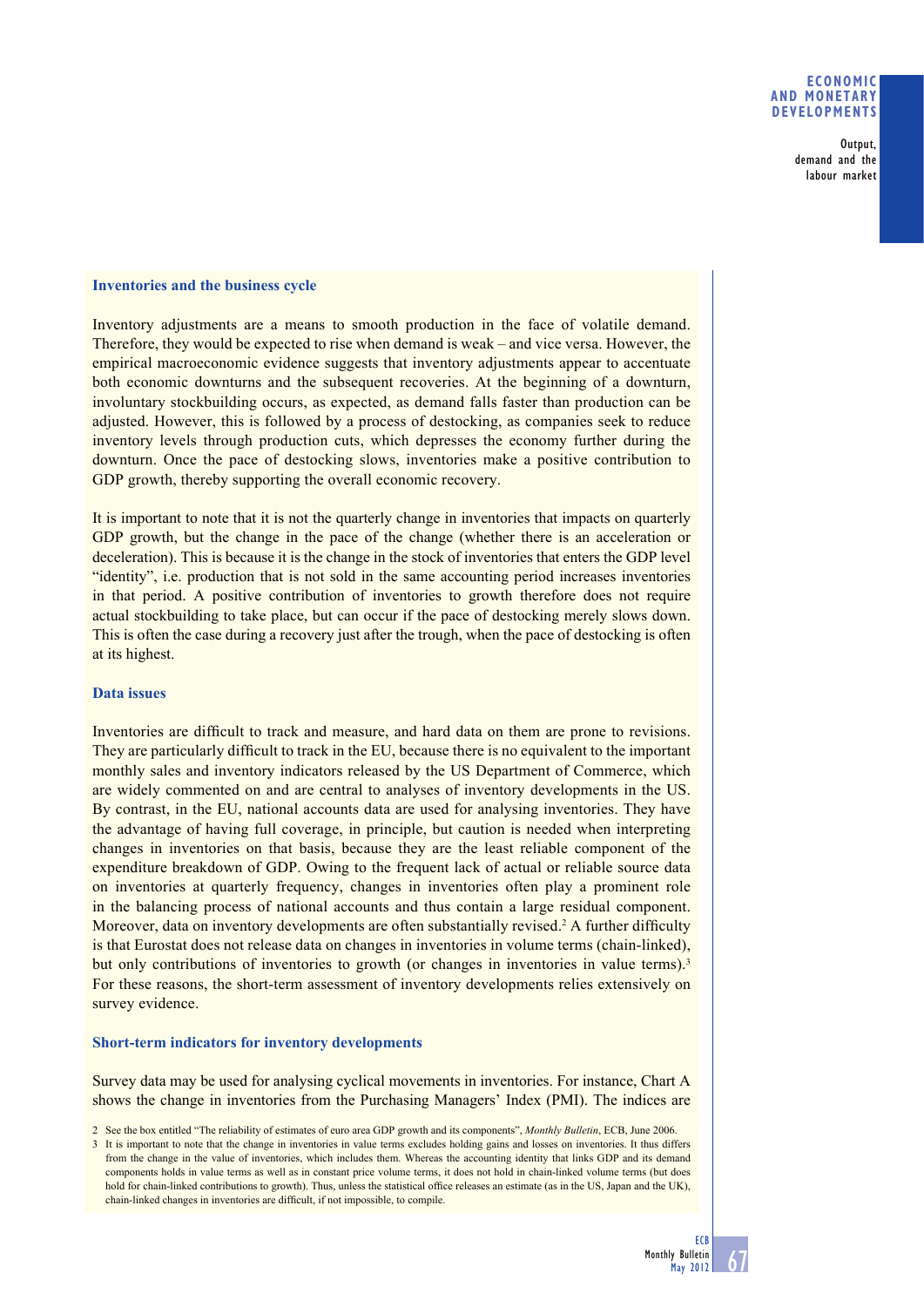### Inventories and the business cycle

Inventory adjustments are a means to smooth production in the face of volatile demand. Therefore, they would be expected to rise when demand is weak – and vice versa. However, the empirical macroeconomic evidence suggests that inventory adjustments appear to accentuate both economic downturns and the subsequent recoveries. At the beginning of a downturn, involuntary stockbuilding occurs, as expected, as demand falls faster than production can be adjusted. However, this is followed by a process of destocking, as companies seek to reduce inventory levels through production cuts, which depresses the economy further during the downturn. Once the pace of destocking slows, inventories make a positive contribution to GDP growth, thereby supporting the overall economic recovery.

It is important to note that it is not the quarterly change in inventories that impacts on quarterly GDP growth, but the change in the pace of the change (whether there is an acceleration or deceleration). This is because it is the change in the stock of inventories that enters the GDP level "identity", i.e. production that is not sold in the same accounting period increases inventories in that period. A positive contribution of inventories to growth therefore does not require actual stockbuilding to take place, but can occur if the pace of destocking merely slows down. This is often the case during a recovery just after the trough, when the pace of destocking is often at its highest.

### Data issues

Inventories are difficult to track and measure, and hard data on them are prone to revisions. They are particularly difficult to track in the EU, because there is no equivalent to the important monthly sales and inventory indicators released by the US Department of Commerce, which are widely commented on and are central to analyses of inventory developments in the US. By contrast, in the EU, national accounts data are used for analysing inventories. They have the advantage of having full coverage, in principle, but caution is needed when interpreting changes in inventories on that basis, because they are the least reliable component of the expenditure breakdown of GDP. Owing to the frequent lack of actual or reliable source data on inventories at quarterly frequency, changes in inventories often play a prominent role in the balancing process of national accounts and thus contain a large residual component. Moreover, data on inventory developments are often substantially revised.[2] A further difficulty is that Eurostat does not release data on changes in inventories in volume terms (chain-linked), but only contributions of inventories to growth (or changes in inventories in value terms).[3] For these reasons, the short-term assessment of inventory developments relies extensively on survey evidence.

### Short-term indicators for inventory developments

Survey data may be used for analysing cyclical movements in inventories. For instance, Chart A shows the change in inventories from the Purchasing Managers' Index (PMI). The indices are

2 See the box entitled "The reliability of estimates of euro area GDP growth and its components", *Monthly Bulletin*, ECB, June 2006.

3 It is important to note that the change in inventories in value terms excludes holding gains and losses on inventories. It thus differs from the change in the value of inventories, which includes them. Whereas the accounting identity that links GDP and its demand components holds in value terms as well as in constant price volume terms, it does not hold in chain-linked volume terms (but does hold for chain-linked contributions to growth). Thus, unless the statistical office releases an estimate (as in the US, Japan and the UK), chain-linked changes in inventories are difficult, if not impossible, to compile.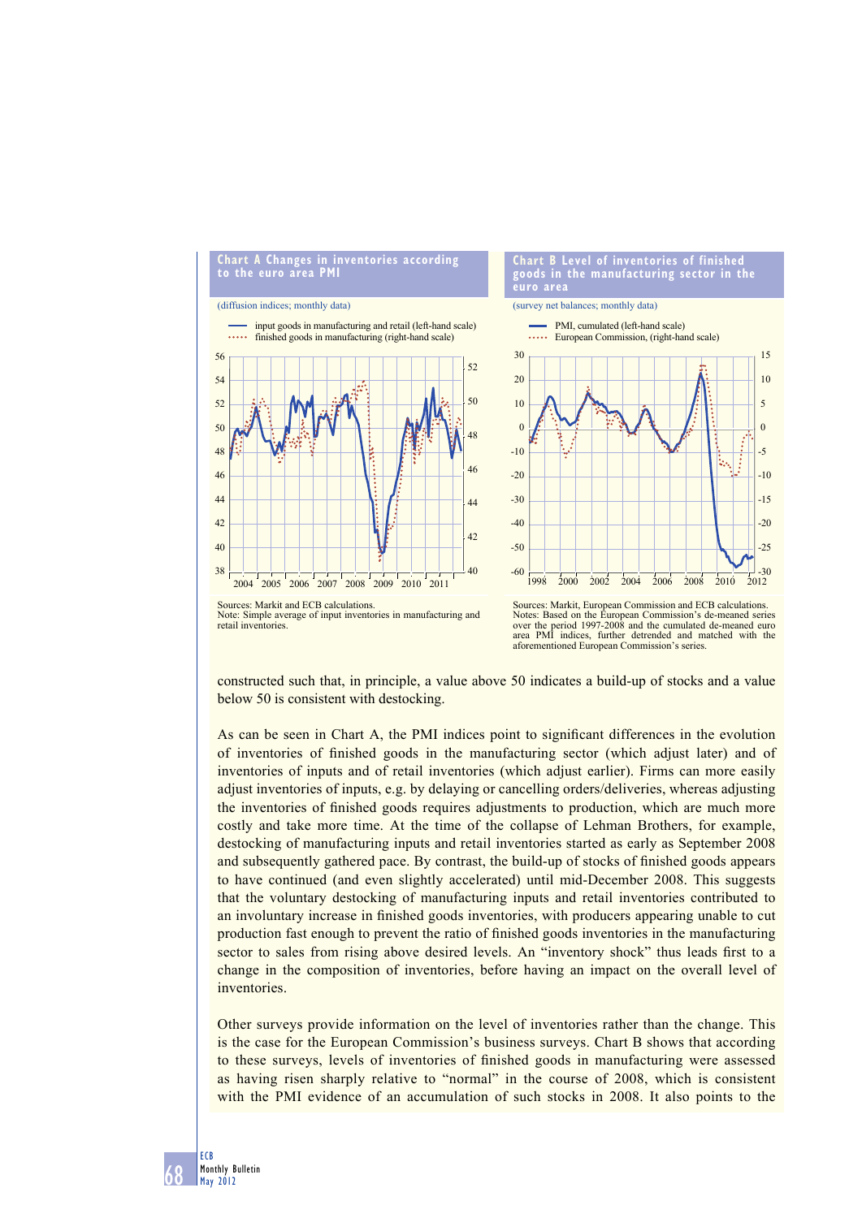**Chart A Changes in inventories according to the euro area PMI**

(diffusion indices; monthly data)

- input goods in manufacturing and retail (left-hand scale)
- finished goods in manufacturing (right-hand scale)

Sources: Markit and ECB calculations.
Note: Simple average of input inventories in manufacturing and retail inventories.

**Chart B Level of inventories of finished goods in the manufacturing sector in the euro area**

(survey net balances; monthly data)

- PMI, cumulated (left-hand scale)
- European Commission, (right-hand scale)

Sources: Markit, European Commission and ECB calculations.
Notes: Based on the European Commission's de-meaned series over the period 1997-2008 and the cumulated de-meaned euro area PMI indices, further detrended and matched with the aforementioned European Commission's series.

constructed such that, in principle, a value above 50 indicates a build-up of stocks and a value below 50 is consistent with destocking.

As can be seen in Chart A, the PMI indices point to significant differences in the evolution of inventories of finished goods in the manufacturing sector (which adjust later) and of inventories of inputs and of retail inventories (which adjust earlier). Firms can more easily adjust inventories of inputs, e.g. by delaying or cancelling orders/deliveries, whereas adjusting the inventories of finished goods requires adjustments to production, which are much more costly and take more time. At the time of the collapse of Lehman Brothers, for example, destocking of manufacturing inputs and retail inventories started as early as September 2008 and subsequently gathered pace. By contrast, the build-up of stocks of finished goods appears to have continued (and even slightly accelerated) until mid-December 2008. This suggests that the voluntary destocking of manufacturing inputs and retail inventories contributed to an involuntary increase in finished goods inventories, with producers appearing unable to cut production fast enough to prevent the ratio of finished goods inventories in the manufacturing sector to sales from rising above desired levels. An "inventory shock" thus leads first to a change in the composition of inventories, before having an impact on the overall level of inventories.

Other surveys provide information on the level of inventories rather than the change. This is the case for the European Commission's business surveys. Chart B shows that according to these surveys, levels of inventories of finished goods in manufacturing were assessed as having risen sharply relative to "normal" in the course of 2008, which is consistent with the PMI evidence of an accumulation of such stocks in 2008. It also points to the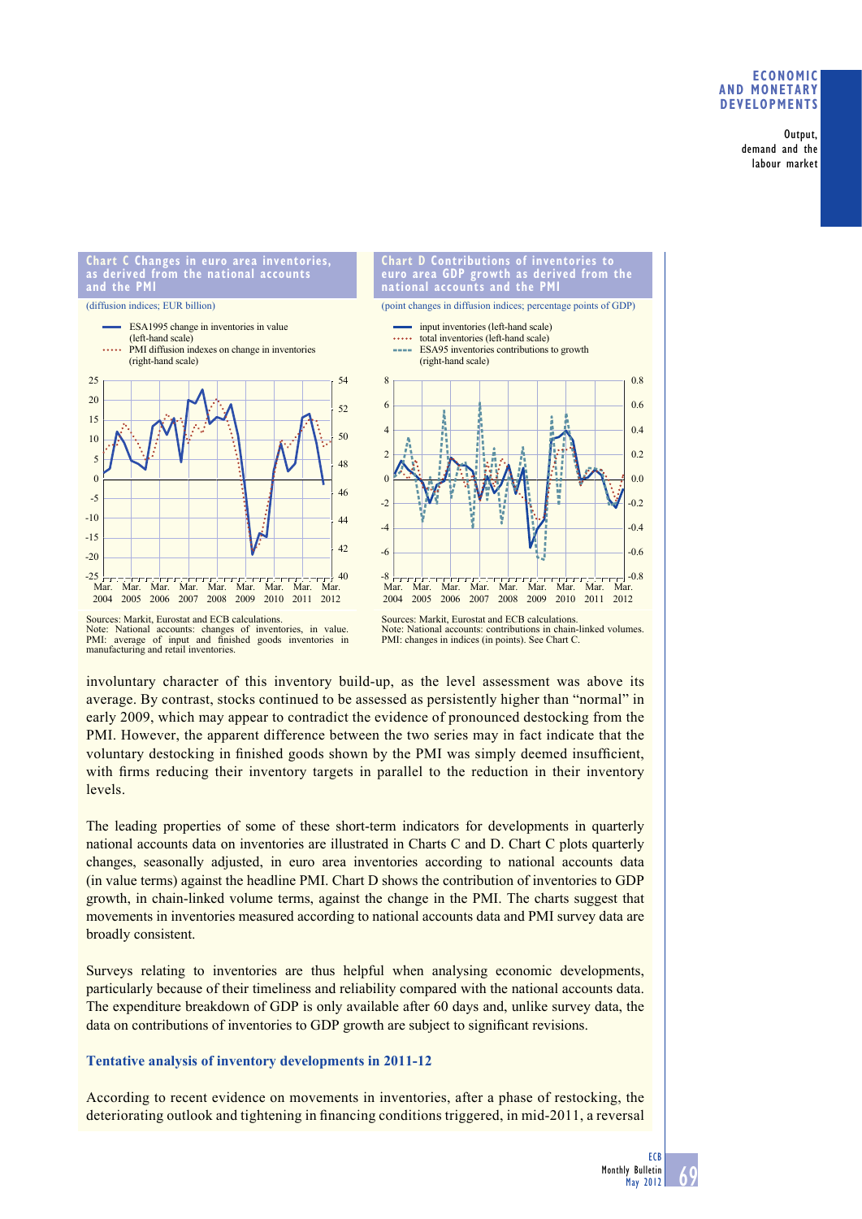**Chart C Changes in euro area inventories, as derived from the national accounts and the PMI**

(diffusion indices; EUR billion)

- ESA1995 change in inventories in value (left-hand scale)
- PMI diffusion indexes on change in inventories (right-hand scale)

Sources: Markit, Eurostat and ECB calculations.
Note: National accounts: changes of inventories, in value. PMI: average of input and finished goods inventories in manufacturing and retail inventories.

**Chart D Contributions of inventories to euro area GDP growth as derived from the national accounts and the PMI**

(point changes in diffusion indices; percentage points of GDP)

- input inventories (left-hand scale)
- total inventories (left-hand scale)
- ESA95 inventories contributions to growth (right-hand scale)

Sources: Markit, Eurostat and ECB calculations.
Note: National accounts: contributions in chain-linked volumes. PMI: changes in indices (in points). See Chart C.

involuntary character of this inventory build-up, as the level assessment was above its average. By contrast, stocks continued to be assessed as persistently higher than "normal" in early 2009, which may appear to contradict the evidence of pronounced destocking from the PMI. However, the apparent difference between the two series may in fact indicate that the voluntary destocking in finished goods shown by the PMI was simply deemed insufficient, with firms reducing their inventory targets in parallel to the reduction in their inventory levels.

The leading properties of some of these short-term indicators for developments in quarterly national accounts data on inventories are illustrated in Charts C and D. Chart C plots quarterly changes, seasonally adjusted, in euro area inventories according to national accounts data (in value terms) against the headline PMI. Chart D shows the contribution of inventories to GDP growth, in chain-linked volume terms, against the change in the PMI. The charts suggest that movements in inventories measured according to national accounts data and PMI survey data are broadly consistent.

Surveys relating to inventories are thus helpful when analysing economic developments, particularly because of their timeliness and reliability compared with the national accounts data. The expenditure breakdown of GDP is only available after 60 days and, unlike survey data, the data on contributions of inventories to GDP growth are subject to significant revisions.

### Tentative analysis of inventory developments in 2011-12

According to recent evidence on movements in inventories, after a phase of restocking, the deteriorating outlook and tightening in financing conditions triggered, in mid-2011, a reversal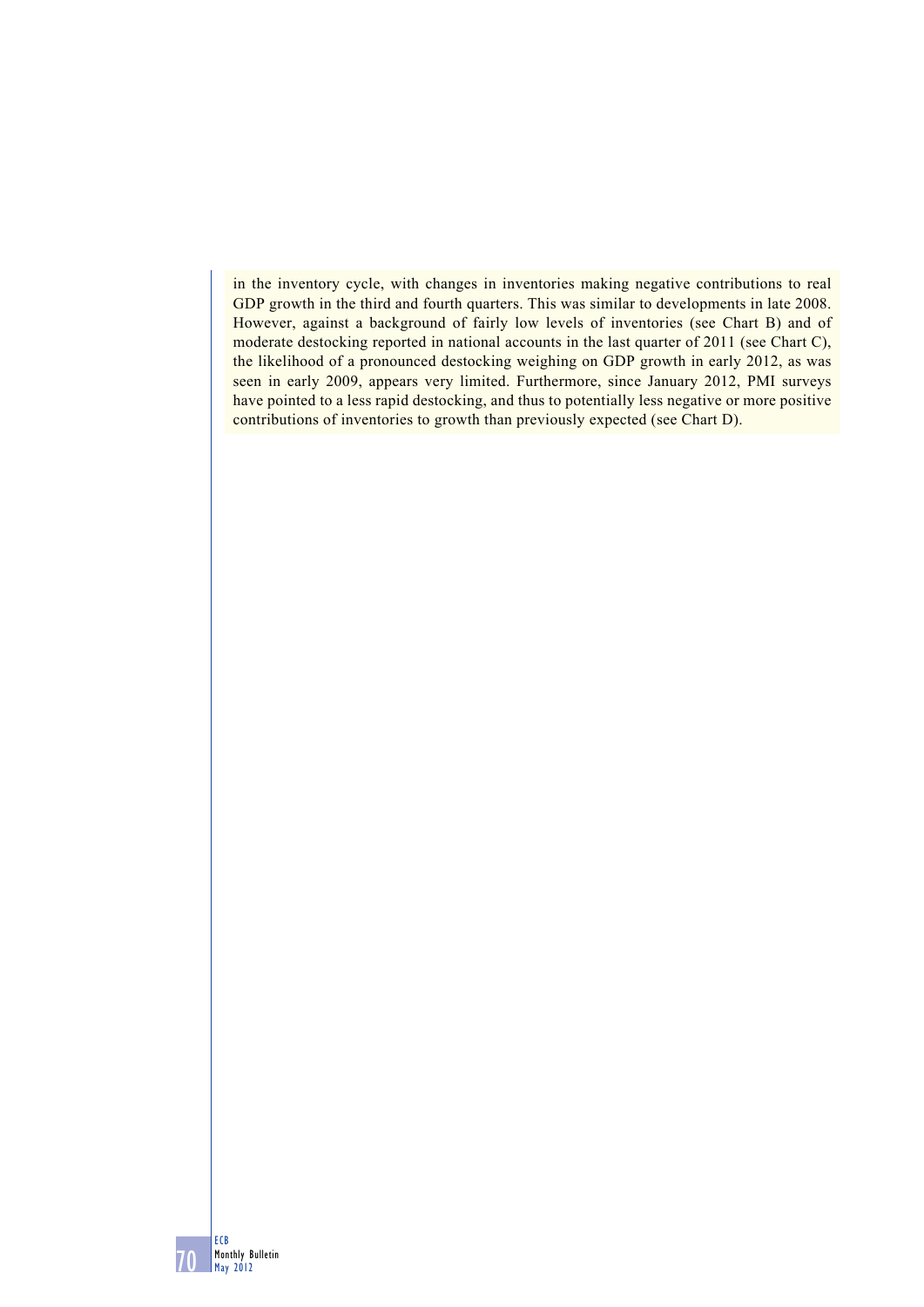in the inventory cycle, with changes in inventories making negative contributions to real GDP growth in the third and fourth quarters. This was similar to developments in late 2008. However, against a background of fairly low levels of inventories (see Chart B) and of moderate destocking reported in national accounts in the last quarter of 2011 (see Chart C), the likelihood of a pronounced destocking weighing on GDP growth in early 2012, as was seen in early 2009, appears very limited. Furthermore, since January 2012, PMI surveys have pointed to a less rapid destocking, and thus to potentially less negative or more positive contributions of inventories to growth than previously expected (see Chart D).